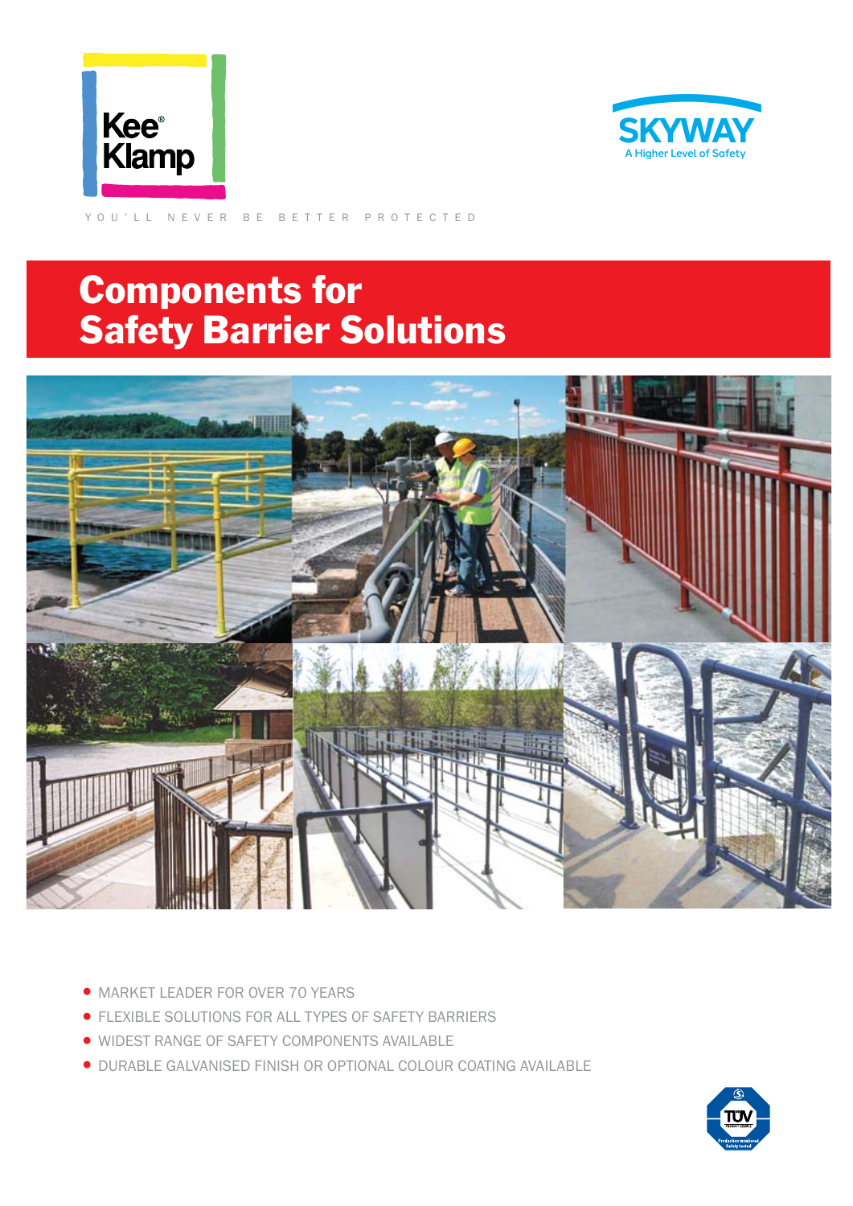Kee® Klamp

SKYWAY
A Higher Level of Safety

YOU'LL NEVER BE BETTER PROTECTED

# Components for Safety Barrier Solutions

- MARKET LEADER FOR OVER 70 YEARS
- FLEXIBLE SOLUTIONS FOR ALL TYPES OF SAFETY BARRIERS
- WIDEST RANGE OF SAFETY COMPONENTS AVAILABLE
- DURABLE GALVANISED FINISH OR OPTIONAL COLOUR COATING AVAILABLE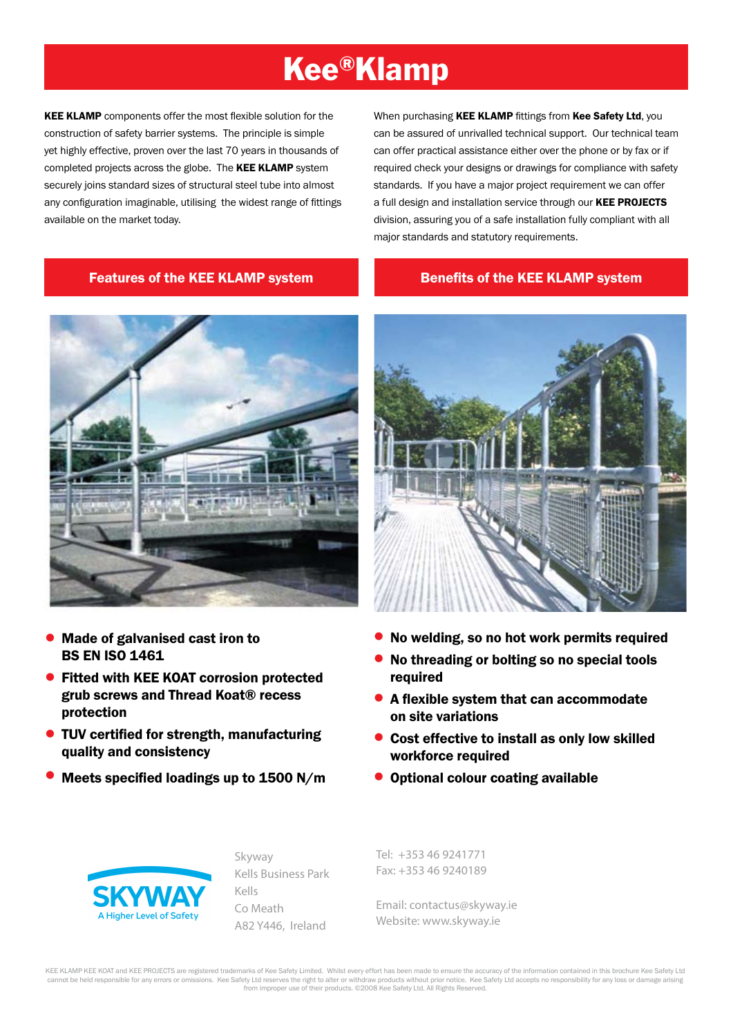# Kee®Klamp

**KEE KLAMP** components offer the most flexible solution for the construction of safety barrier systems. The principle is simple yet highly effective, proven over the last 70 years in thousands of completed projects across the globe. The **KEE KLAMP** system securely joins standard sizes of structural steel tube into almost any configuration imaginable, utilising the widest range of fittings available on the market today.

When purchasing **KEE KLAMP** fittings from **Kee Safety Ltd**, you can be assured of unrivalled technical support. Our technical team can offer practical assistance either over the phone or by fax or if required check your designs or drawings for compliance with safety standards. If you have a major project requirement we can offer a full design and installation service through our **KEE PROJECTS** division, assuring you of a safe installation fully compliant with all major standards and statutory requirements.

## Features of the KEE KLAMP system

- **Made of galvanised cast iron to BS EN ISO 1461**
- **Fitted with KEE KOAT corrosion protected grub screws and Thread Koat® recess protection**
- **TUV certified for strength, manufacturing quality and consistency**
- **Meets specified loadings up to 1500 N/m**

## Benefits of the KEE KLAMP system

- **No welding, so no hot work permits required**
- **No threading or bolting so no special tools required**
- **A flexible system that can accommodate on site variations**
- **Cost effective to install as only low skilled workforce required**
- **Optional colour coating available**

SKYWAY
A Higher Level of Safety

Skyway
Kells Business Park
Kells
Co Meath
A82 Y446, Ireland

Tel: +353 46 9241771
Fax: +353 46 9240189

Email: contactus@skyway.ie
Website: www.skyway.ie

KEE KLAMP KEE KOAT and KEE PROJECTS are registered trademarks of Kee Safety Limited. Whilst every effort has been made to ensure the accuracy of the information contained in this brochure Kee Safety Ltd cannot be held responsible for any errors or omissions. Kee Safety Ltd reserves the right to alter or withdraw products without prior notice. Kee Safety Ltd accepts no responsibility for any loss or damage arising from improper use of their products. ©2008 Kee Safety Ltd. All Rights Reserved.